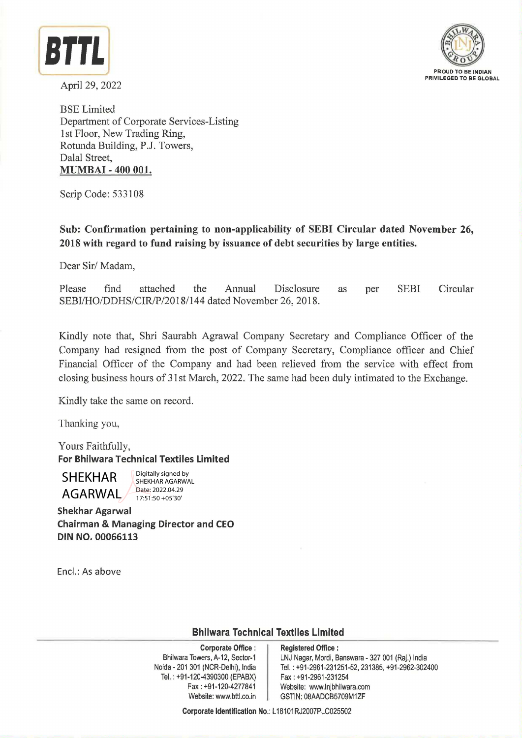BTTL

PROUD TO BE INDIAN
PRIVILEGED TO BE GLOBAL

April 29, 2022

BSE Limited
Department of Corporate Services-Listing
1st Floor, New Trading Ring,
Rotunda Building, P.J. Towers,
Dalal Street,
**MUMBAI - 400 001.**

Scrip Code: 533108

**Sub: Confirmation pertaining to non-applicability of SEBI Circular dated November 26, 2018 with regard to fund raising by issuance of debt securities by large entities.**

Dear Sir/ Madam,

Please find attached the Annual Disclosure as per SEBI Circular SEBI/HO/DDHS/CIR/P/2018/144 dated November 26, 2018.

Kindly note that, Shri Saurabh Agrawal Company Secretary and Compliance Officer of the Company had resigned from the post of Company Secretary, Compliance officer and Chief Financial Officer of the Company and had been relieved from the service with effect from closing business hours of 31st March, 2022. The same had been duly intimated to the Exchange.

Kindly take the same on record.

Thanking you,

Yours Faithfully,
**For Bhilwara Technical Textiles Limited**

SHEKHAR AGARWAL
Digitally signed by SHEKHAR AGARWAL
Date: 2022.04.29 17:51:50 +05'30'

**Shekhar Agarwal**
**Chairman & Managing Director and CEO**
**DIN NO. 00066113**

Encl.: As above

**Bhilwara Technical Textiles Limited**

**Corporate Office :**
Bhilwara Towers, A-12, Sector-1
Noida - 201 301 (NCR-Delhi), India
Tel. : +91-120-4390300 (EPABX)
Fax : +91-120-4277841
Website: www.bttl.co.in

**Registered Office :**
LNJ Nagar, Mordi, Banswara - 327 001 (Raj.) India
Tel. : +91-2961-231251-52, 231385, +91-2962-302400
Fax : +91-2961-231254
Website: www.lnjbhilwara.com
GSTIN: 08AADCB5709M1ZF

**Corporate Identification No.:** L18101RJ2007PLC025502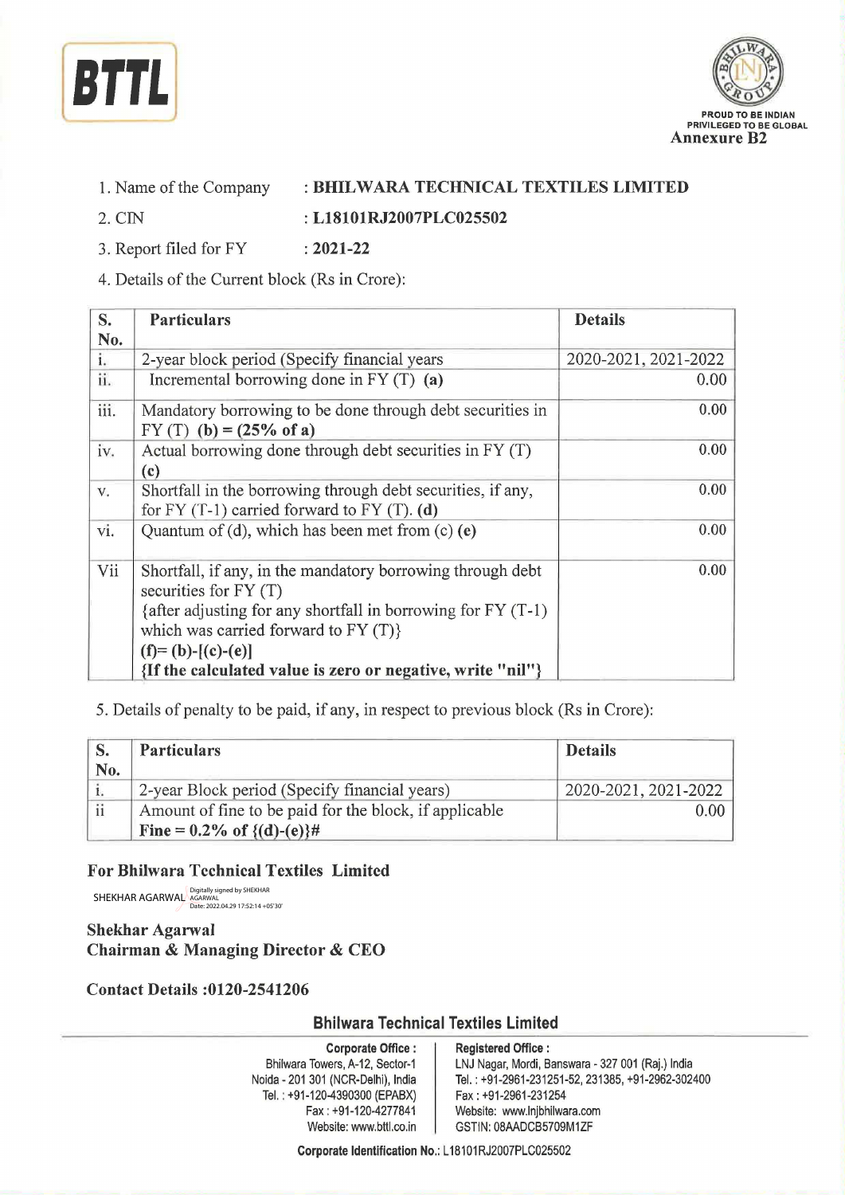BTTL

PROUD TO BE INDIAN
PRIVILEGED TO BE GLOBAL

**Annexure B2**

1. Name of the Company : **BHILWARA TECHNICAL TEXTILES LIMITED**
2. CIN : **L18101RJ2007PLC025502**
3. Report filed for FY : **2021-22**
4. Details of the Current block (Rs in Crore):

| S. No. | Particulars | Details |
|---|---|---|
| i. | 2-year block period (Specify financial years | 2020-2021, 2021-2022 |
| ii. | Incremental borrowing done in FY (T) **(a)** | 0.00 |
| iii. | Mandatory borrowing to be done through debt securities in FY (T) **(b) = (25% of a)** | 0.00 |
| iv. | Actual borrowing done through debt securities in FY (T) **(c)** | 0.00 |
| v. | Shortfall in the borrowing through debt securities, if any, for FY (T-1) carried forward to FY (T). **(d)** | 0.00 |
| vi. | Quantum of (d), which has been met from (c) **(e)** | 0.00 |
| Vii | Shortfall, if any, in the mandatory borrowing through debt securities for FY (T) {after adjusting for any shortfall in borrowing for FY (T-1) which was carried forward to FY (T)} **(f)= (b)-[(c)-(e)]** **{If the calculated value is zero or negative, write "nil"}** | 0.00 |

5. Details of penalty to be paid, if any, in respect to previous block (Rs in Crore):

| S. No. | Particulars | Details |
|---|---|---|
| i. | 2-year Block period (Specify financial years) | 2020-2021, 2021-2022 |
| ii | Amount of fine to be paid for the block, if applicable **Fine = 0.2% of {(d)-(e)}#** | 0.00 |

**For Bhilwara Technical Textiles Limited**

SHEKHAR AGARWAL Digitally signed by SHEKHAR AGARWAL Date: 2022.04.29 17:52:14 +05'30'

**Shekhar Agarwal**
**Chairman & Managing Director & CEO**

**Contact Details :0120-2541206**

**Bhilwara Technical Textiles Limited**

**Corporate Office :**
Bhilwara Towers, A-12, Sector-1
Noida - 201 301 (NCR-Delhi), India
Tel. : +91-120-4390300 (EPABX)
Fax : +91-120-4277841
Website: www.bttl.co.in

**Registered Office :**
LNJ Nagar, Mordi, Banswara - 327 001 (Raj.) India
Tel. : +91-2961-231251-52, 231385, +91-2962-302400
Fax : +91-2961-231254
Website: www.lnjbhilwara.com
GSTIN: 08AADCB5709M1ZF

**Corporate Identification No.:** L18101RJ2007PLC025502